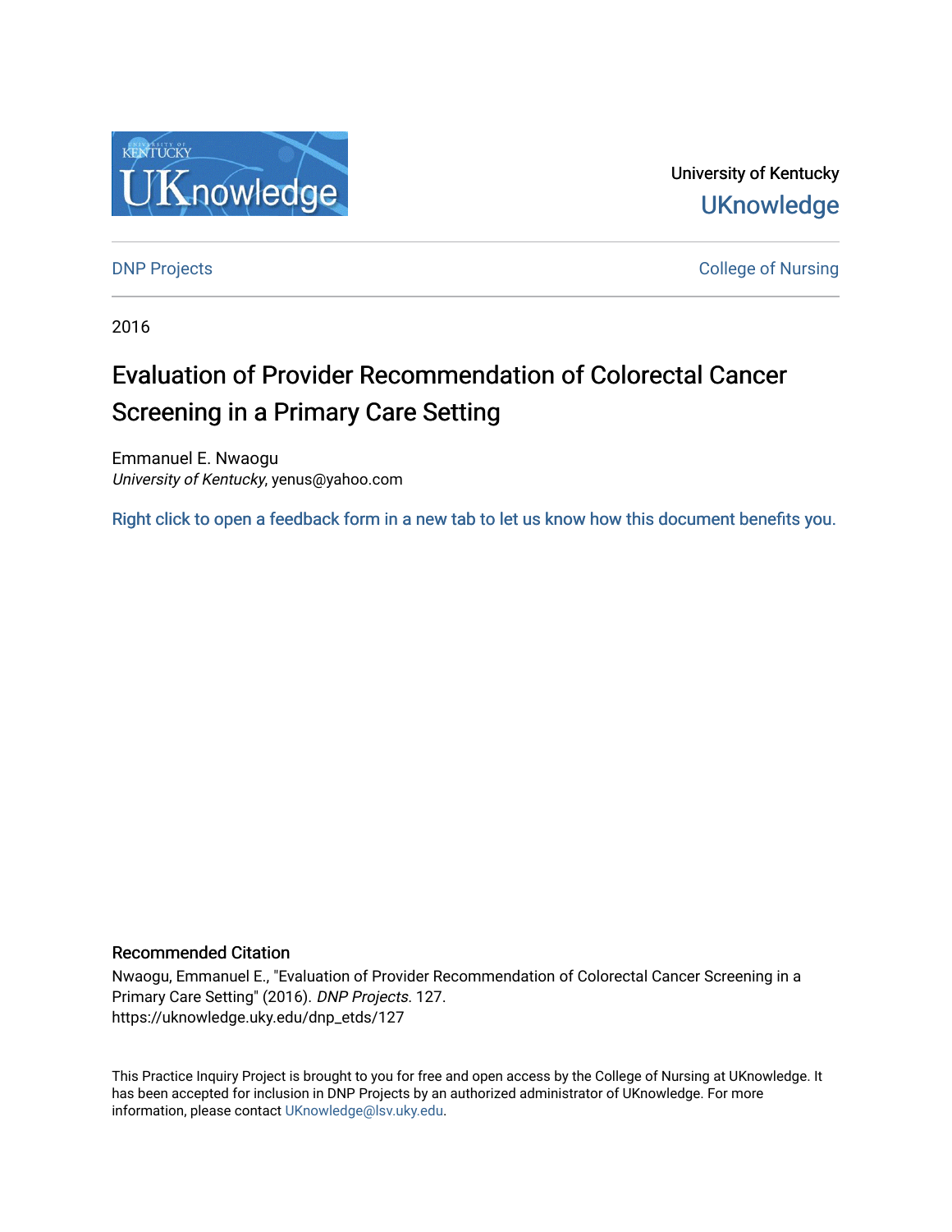University of Kentucky

UKnowledge

DNP Projects

College of Nursing

2016

# Evaluation of Provider Recommendation of Colorectal Cancer Screening in a Primary Care Setting

Emmanuel E. Nwaogu
*University of Kentucky*, yenus@yahoo.com

Right click to open a feedback form in a new tab to let us know how this document benefits you.

## Recommended Citation

Nwaogu, Emmanuel E., "Evaluation of Provider Recommendation of Colorectal Cancer Screening in a Primary Care Setting" (2016). *DNP Projects*. 127.
https://uknowledge.uky.edu/dnp_etds/127

This Practice Inquiry Project is brought to you for free and open access by the College of Nursing at UKnowledge. It has been accepted for inclusion in DNP Projects by an authorized administrator of UKnowledge. For more information, please contact UKnowledge@lsv.uky.edu.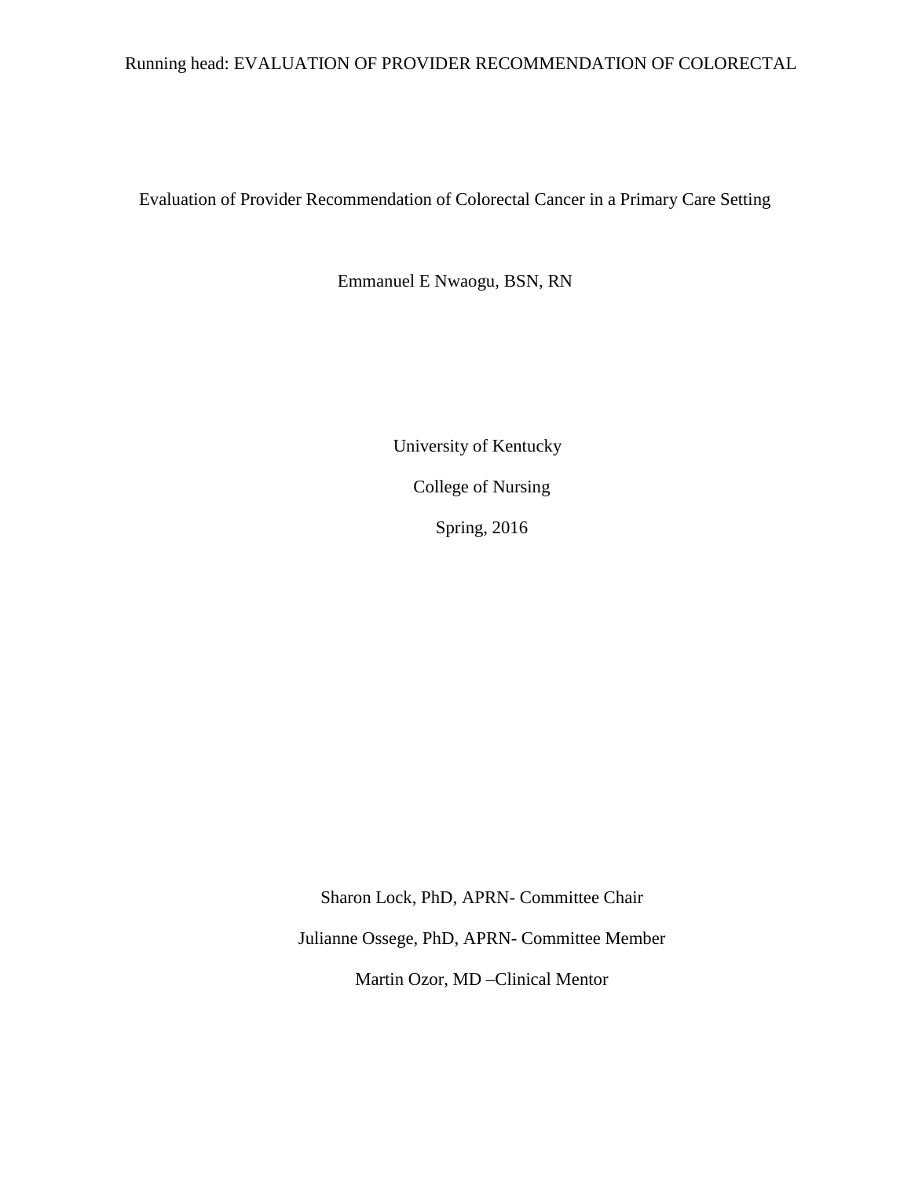Evaluation of Provider Recommendation of Colorectal Cancer in a Primary Care Setting

Emmanuel E Nwaogu, BSN, RN

University of Kentucky

College of Nursing

Spring, 2016

Sharon Lock, PhD, APRN- Committee Chair

Julianne Ossege, PhD, APRN- Committee Member

Martin Ozor, MD –Clinical Mentor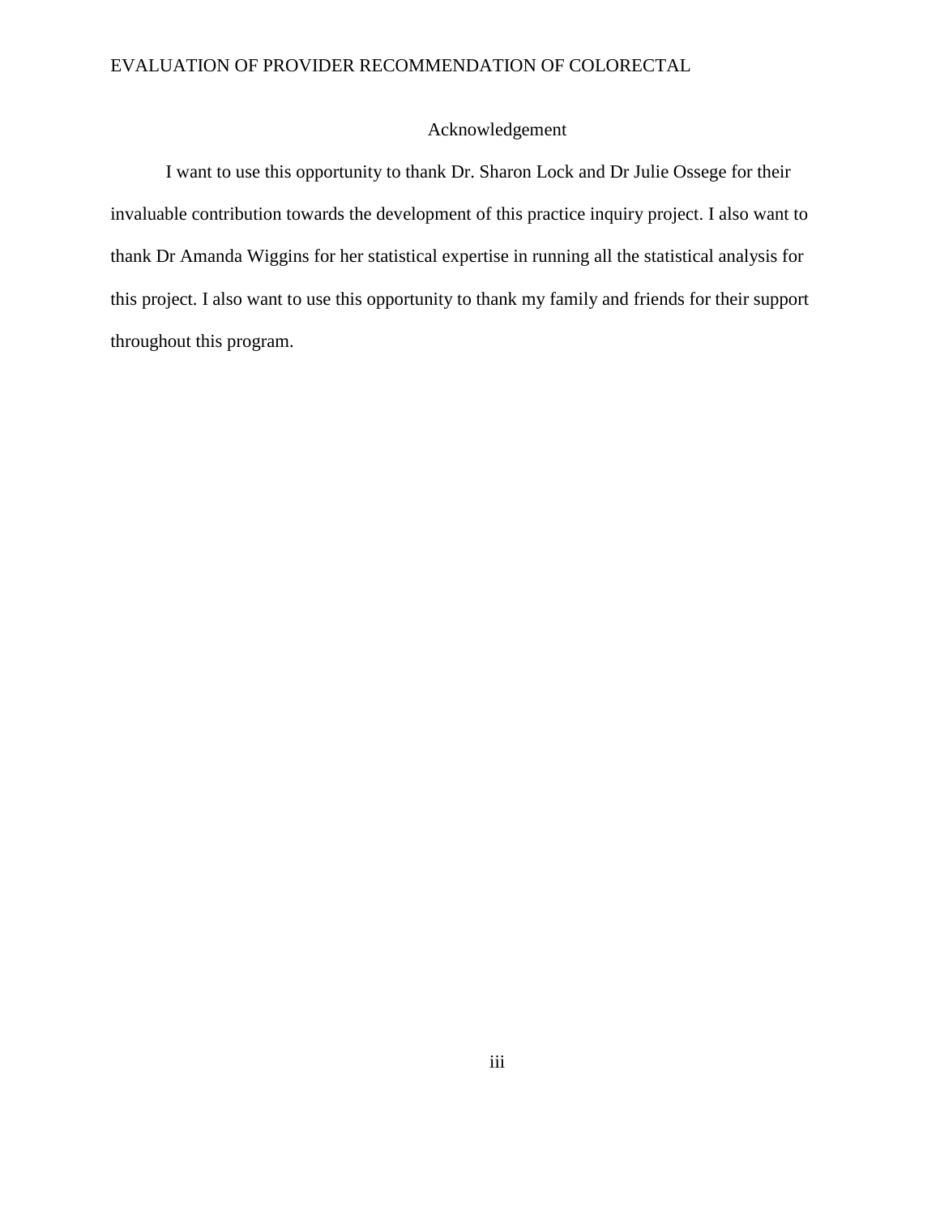# Acknowledgement

I want to use this opportunity to thank Dr. Sharon Lock and Dr Julie Ossege for their invaluable contribution towards the development of this practice inquiry project. I also want to thank Dr Amanda Wiggins for her statistical expertise in running all the statistical analysis for this project. I also want to use this opportunity to thank my family and friends for their support throughout this program.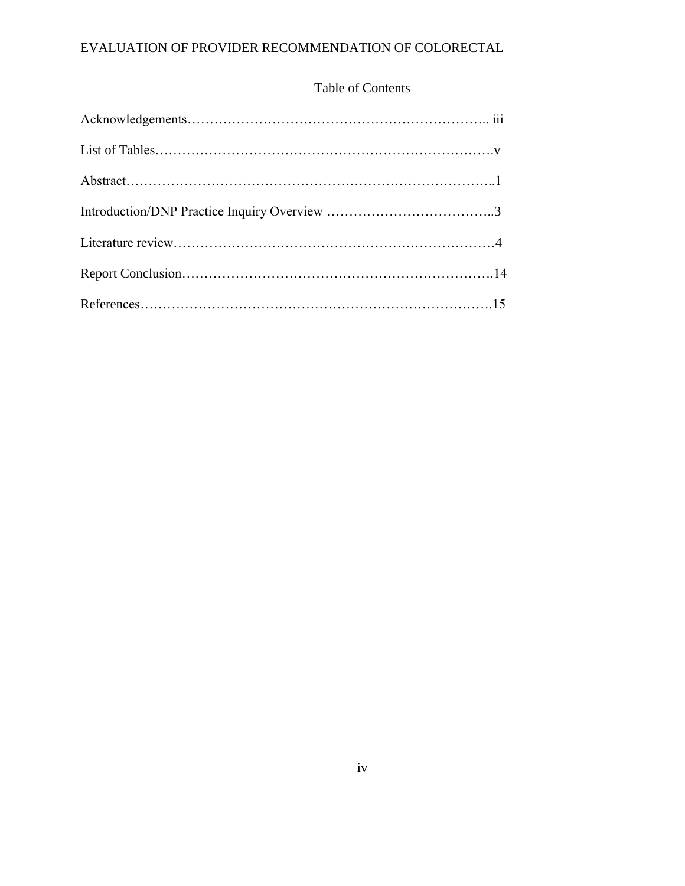## Table of Contents

Acknowledgements………………………………………………………….. iii

List of Tables…………………………………………………………………v

Abstract………………………………………………………………………..1

Introduction/DNP Practice Inquiry Overview ………………………………..3

Literature review………………………………………………………………4

Report Conclusion…………………………………………………………….14

References…………………………………………………………………….15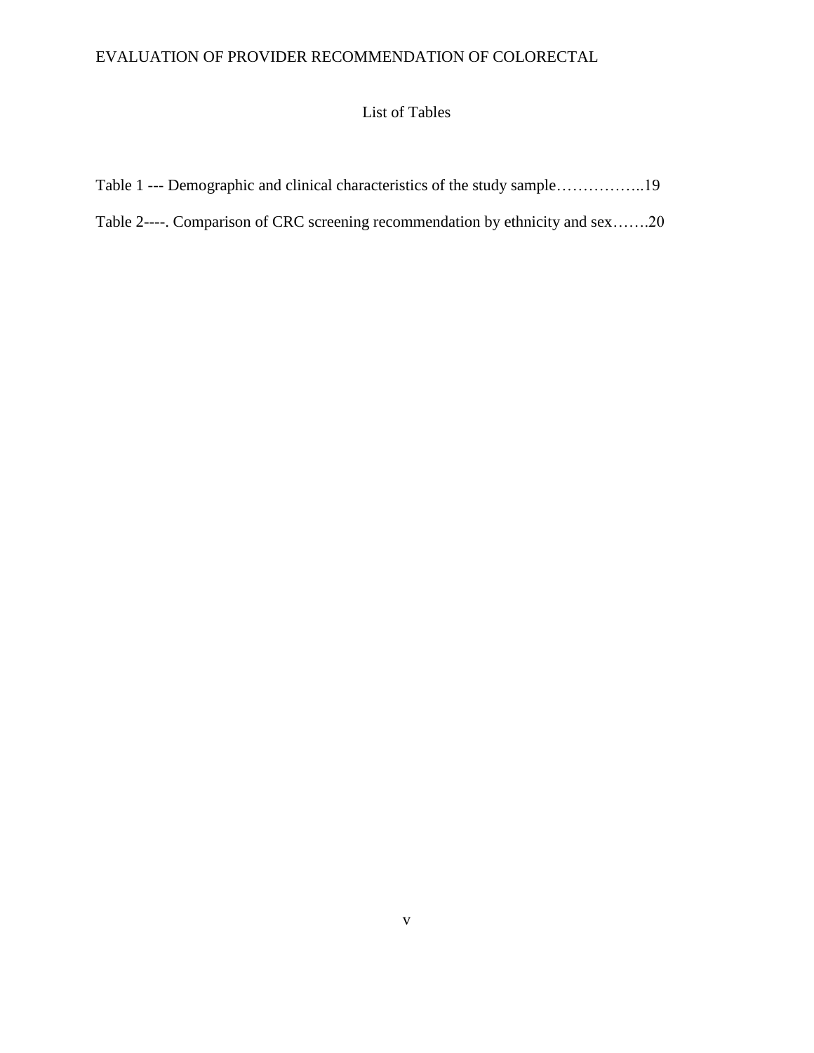# List of Tables

Table 1 --- Demographic and clinical characteristics of the study sample……………..19

Table 2----. Comparison of CRC screening recommendation by ethnicity and sex…….20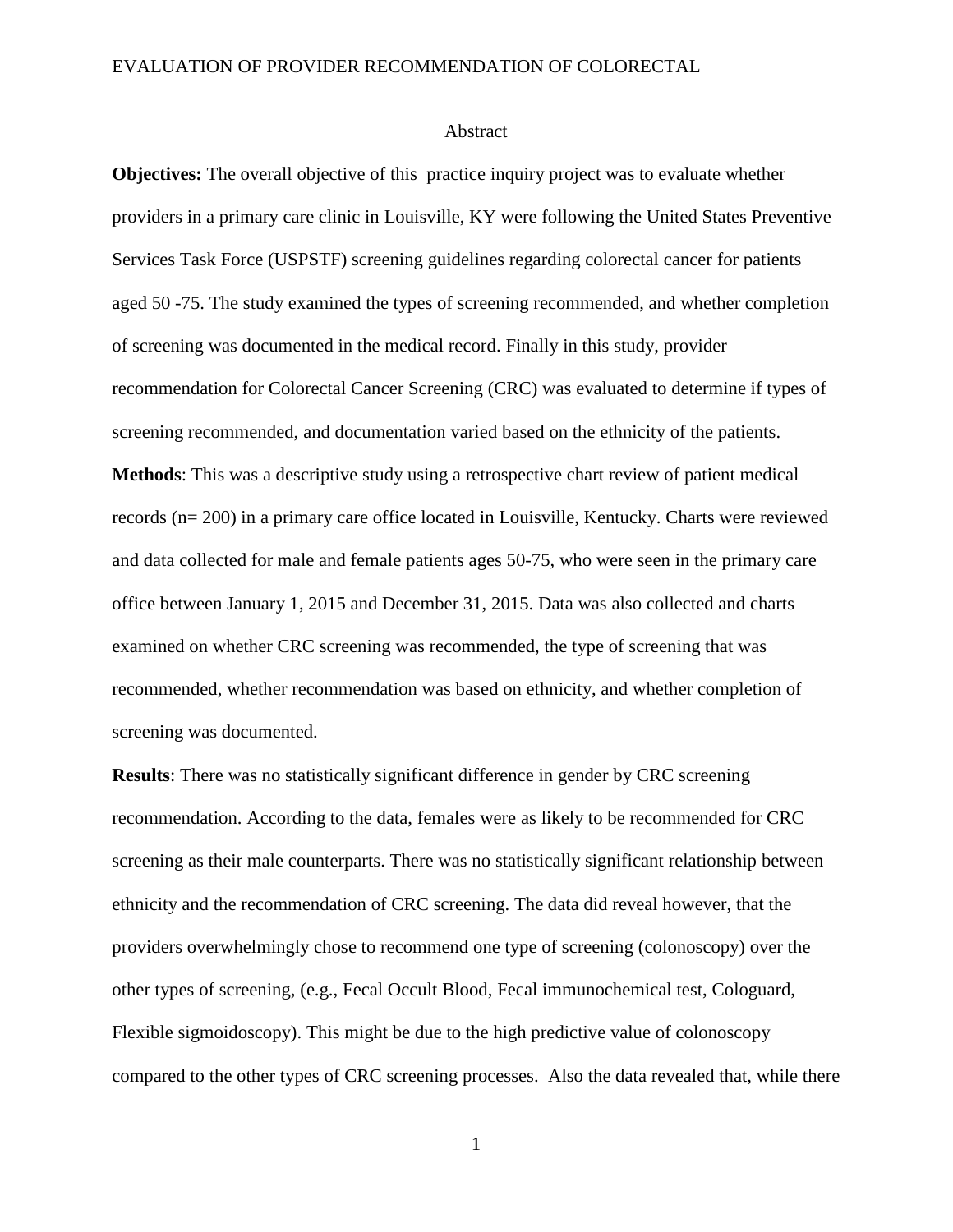## Abstract

**Objectives:** The overall objective of this  practice inquiry project was to evaluate whether providers in a primary care clinic in Louisville, KY were following the United States Preventive Services Task Force (USPSTF) screening guidelines regarding colorectal cancer for patients aged 50 -75. The study examined the types of screening recommended, and whether completion of screening was documented in the medical record. Finally in this study, provider recommendation for Colorectal Cancer Screening (CRC) was evaluated to determine if types of screening recommended, and documentation varied based on the ethnicity of the patients.

**Methods**: This was a descriptive study using a retrospective chart review of patient medical records (n= 200) in a primary care office located in Louisville, Kentucky. Charts were reviewed and data collected for male and female patients ages 50-75, who were seen in the primary care office between January 1, 2015 and December 31, 2015. Data was also collected and charts examined on whether CRC screening was recommended, the type of screening that was recommended, whether recommendation was based on ethnicity, and whether completion of screening was documented.

**Results**: There was no statistically significant difference in gender by CRC screening recommendation. According to the data, females were as likely to be recommended for CRC screening as their male counterparts. There was no statistically significant relationship between ethnicity and the recommendation of CRC screening. The data did reveal however, that the providers overwhelmingly chose to recommend one type of screening (colonoscopy) over the other types of screening, (e.g., Fecal Occult Blood, Fecal immunochemical test, Cologuard, Flexible sigmoidoscopy). This might be due to the high predictive value of colonoscopy compared to the other types of CRC screening processes.  Also the data revealed that, while there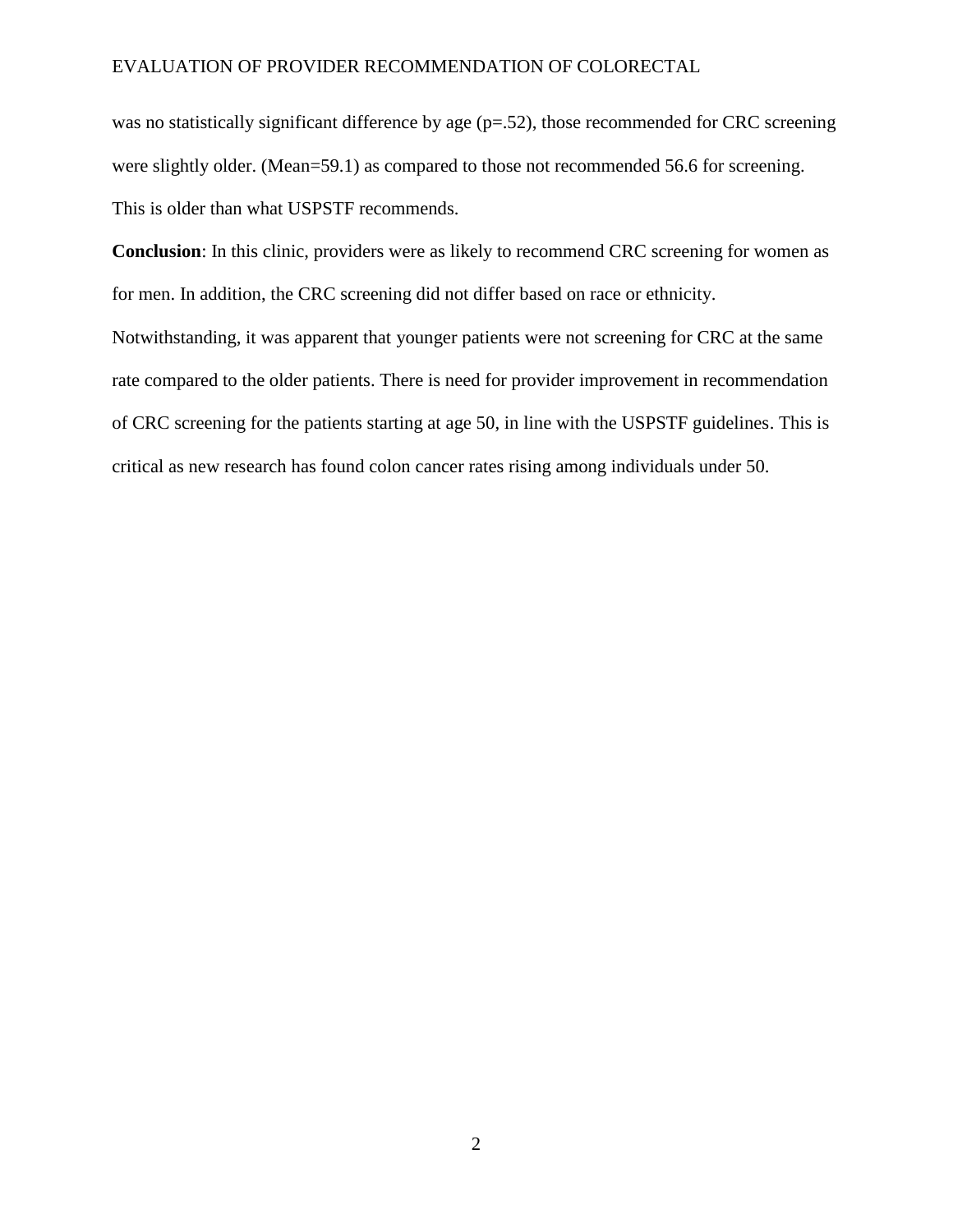was no statistically significant difference by age (p=.52), those recommended for CRC screening were slightly older. (Mean=59.1) as compared to those not recommended 56.6 for screening. This is older than what USPSTF recommends.

**Conclusion**: In this clinic, providers were as likely to recommend CRC screening for women as for men. In addition, the CRC screening did not differ based on race or ethnicity. Notwithstanding, it was apparent that younger patients were not screening for CRC at the same rate compared to the older patients. There is need for provider improvement in recommendation of CRC screening for the patients starting at age 50, in line with the USPSTF guidelines. This is critical as new research has found colon cancer rates rising among individuals under 50.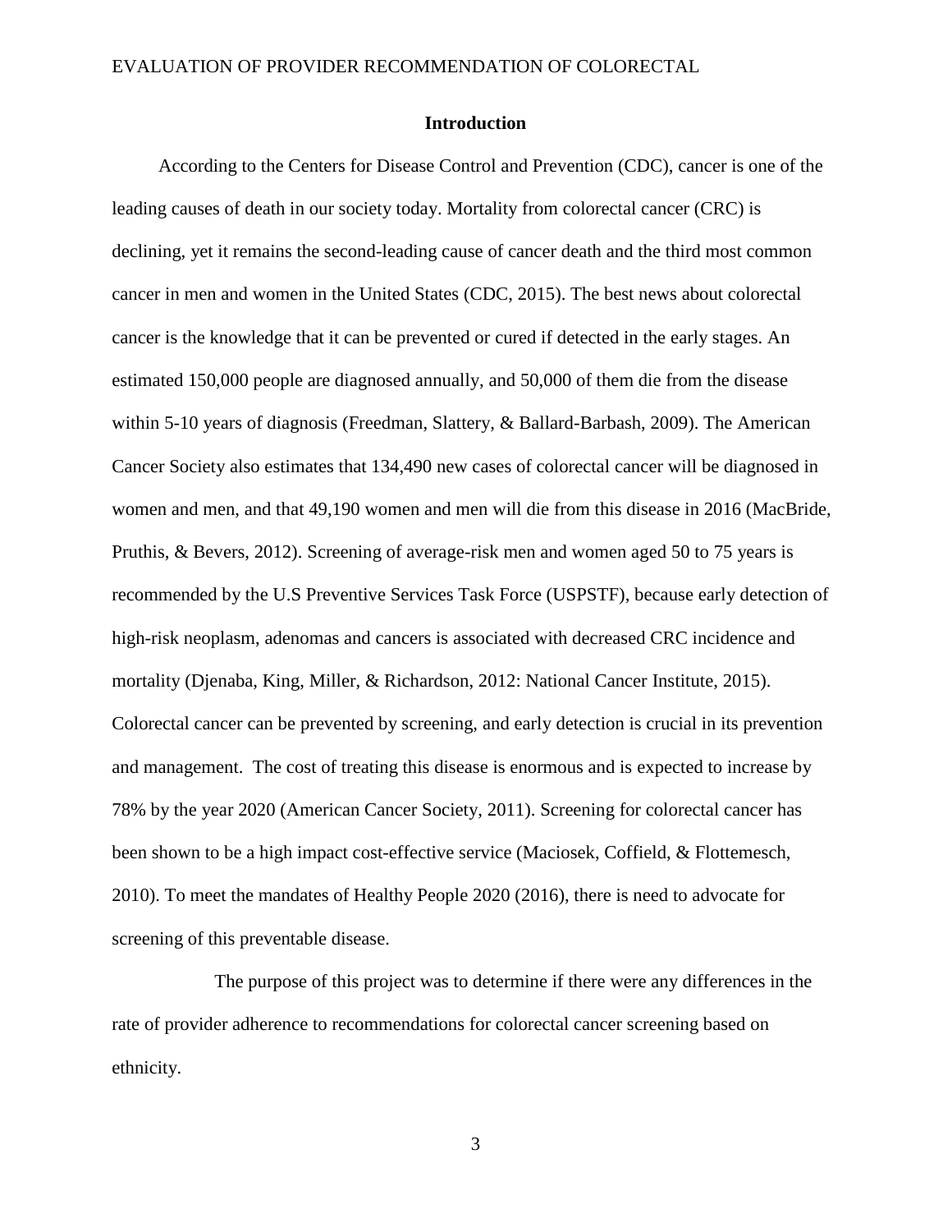## Introduction

According to the Centers for Disease Control and Prevention (CDC), cancer is one of the leading causes of death in our society today. Mortality from colorectal cancer (CRC) is declining, yet it remains the second-leading cause of cancer death and the third most common cancer in men and women in the United States (CDC, 2015). The best news about colorectal cancer is the knowledge that it can be prevented or cured if detected in the early stages. An estimated 150,000 people are diagnosed annually, and 50,000 of them die from the disease within 5-10 years of diagnosis (Freedman, Slattery, & Ballard-Barbash, 2009). The American Cancer Society also estimates that 134,490 new cases of colorectal cancer will be diagnosed in women and men, and that 49,190 women and men will die from this disease in 2016 (MacBride, Pruthis, & Bevers, 2012). Screening of average-risk men and women aged 50 to 75 years is recommended by the U.S Preventive Services Task Force (USPSTF), because early detection of high-risk neoplasm, adenomas and cancers is associated with decreased CRC incidence and mortality (Djenaba, King, Miller, & Richardson, 2012: National Cancer Institute, 2015). Colorectal cancer can be prevented by screening, and early detection is crucial in its prevention and management. The cost of treating this disease is enormous and is expected to increase by 78% by the year 2020 (American Cancer Society, 2011). Screening for colorectal cancer has been shown to be a high impact cost-effective service (Maciosek, Coffield, & Flottemesch, 2010). To meet the mandates of Healthy People 2020 (2016), there is need to advocate for screening of this preventable disease.

The purpose of this project was to determine if there were any differences in the rate of provider adherence to recommendations for colorectal cancer screening based on ethnicity.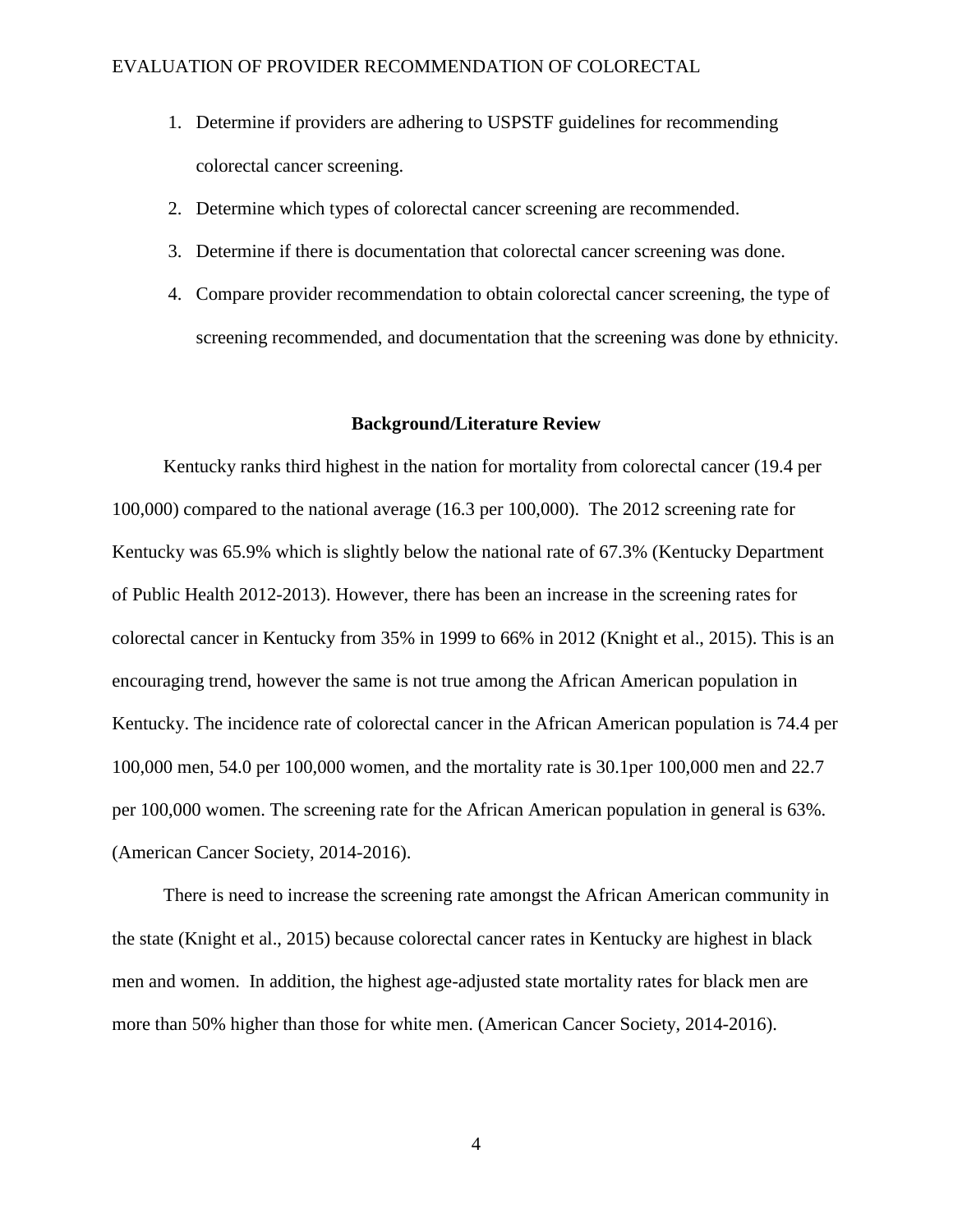1. Determine if providers are adhering to USPSTF guidelines for recommending colorectal cancer screening.
2. Determine which types of colorectal cancer screening are recommended.
3. Determine if there is documentation that colorectal cancer screening was done.
4. Compare provider recommendation to obtain colorectal cancer screening, the type of screening recommended, and documentation that the screening was done by ethnicity.

## Background/Literature Review

Kentucky ranks third highest in the nation for mortality from colorectal cancer (19.4 per 100,000) compared to the national average (16.3 per 100,000). The 2012 screening rate for Kentucky was 65.9% which is slightly below the national rate of 67.3% (Kentucky Department of Public Health 2012-2013). However, there has been an increase in the screening rates for colorectal cancer in Kentucky from 35% in 1999 to 66% in 2012 (Knight et al., 2015). This is an encouraging trend, however the same is not true among the African American population in Kentucky. The incidence rate of colorectal cancer in the African American population is 74.4 per 100,000 men, 54.0 per 100,000 women, and the mortality rate is 30.1per 100,000 men and 22.7 per 100,000 women. The screening rate for the African American population in general is 63%. (American Cancer Society, 2014-2016).

There is need to increase the screening rate amongst the African American community in the state (Knight et al., 2015) because colorectal cancer rates in Kentucky are highest in black men and women. In addition, the highest age-adjusted state mortality rates for black men are more than 50% higher than those for white men. (American Cancer Society, 2014-2016).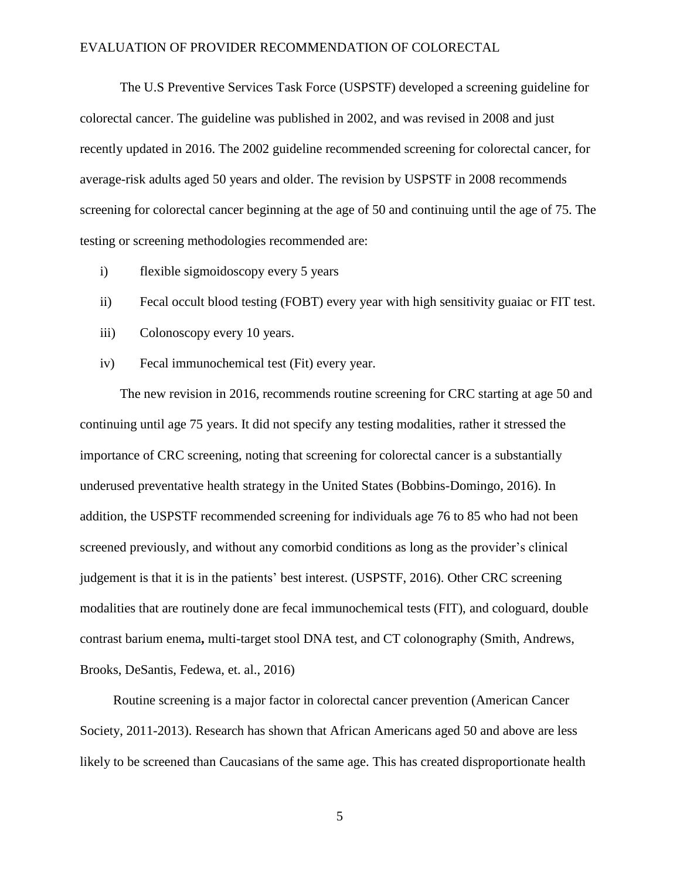The U.S Preventive Services Task Force (USPSTF) developed a screening guideline for colorectal cancer. The guideline was published in 2002, and was revised in 2008 and just recently updated in 2016. The 2002 guideline recommended screening for colorectal cancer, for average-risk adults aged 50 years and older. The revision by USPSTF in 2008 recommends screening for colorectal cancer beginning at the age of 50 and continuing until the age of 75. The testing or screening methodologies recommended are:

i) flexible sigmoidoscopy every 5 years

ii) Fecal occult blood testing (FOBT) every year with high sensitivity guaiac or FIT test.

iii) Colonoscopy every 10 years.

iv) Fecal immunochemical test (Fit) every year.

The new revision in 2016, recommends routine screening for CRC starting at age 50 and continuing until age 75 years. It did not specify any testing modalities, rather it stressed the importance of CRC screening, noting that screening for colorectal cancer is a substantially underused preventative health strategy in the United States (Bobbins-Domingo, 2016). In addition, the USPSTF recommended screening for individuals age 76 to 85 who had not been screened previously, and without any comorbid conditions as long as the provider's clinical judgement is that it is in the patients' best interest. (USPSTF, 2016). Other CRC screening modalities that are routinely done are fecal immunochemical tests (FIT), and cologuard, double contrast barium enema**,** multi-target stool DNA test, and CT colonography (Smith, Andrews, Brooks, DeSantis, Fedewa, et. al., 2016)

Routine screening is a major factor in colorectal cancer prevention (American Cancer Society, 2011-2013). Research has shown that African Americans aged 50 and above are less likely to be screened than Caucasians of the same age. This has created disproportionate health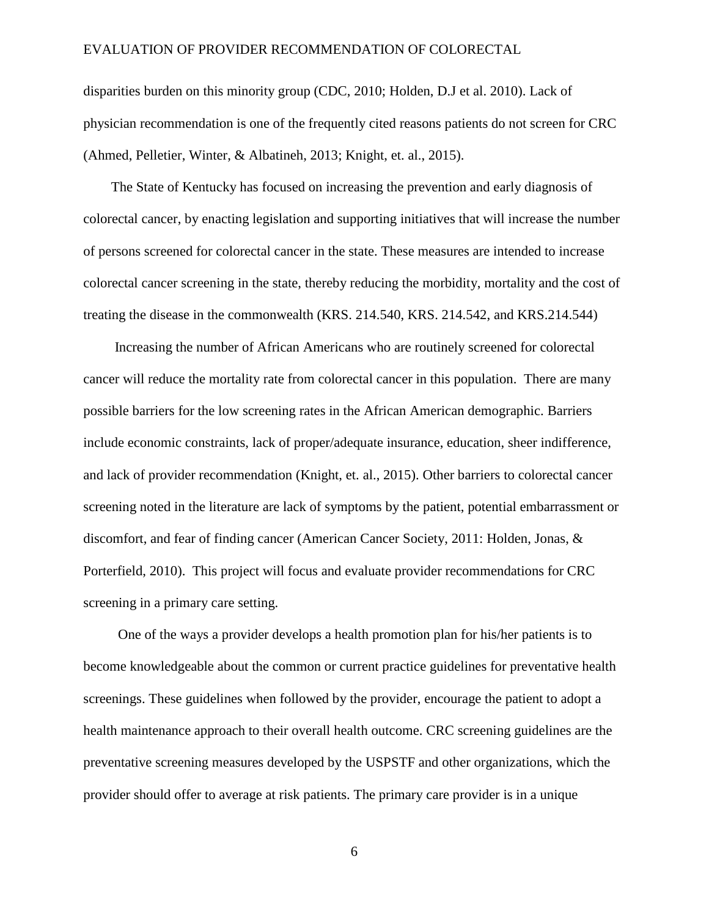disparities burden on this minority group (CDC, 2010; Holden, D.J et al. 2010). Lack of physician recommendation is one of the frequently cited reasons patients do not screen for CRC (Ahmed, Pelletier, Winter, & Albatineh, 2013; Knight, et. al., 2015).

The State of Kentucky has focused on increasing the prevention and early diagnosis of colorectal cancer, by enacting legislation and supporting initiatives that will increase the number of persons screened for colorectal cancer in the state. These measures are intended to increase colorectal cancer screening in the state, thereby reducing the morbidity, mortality and the cost of treating the disease in the commonwealth (KRS. 214.540, KRS. 214.542, and KRS.214.544)

Increasing the number of African Americans who are routinely screened for colorectal cancer will reduce the mortality rate from colorectal cancer in this population. There are many possible barriers for the low screening rates in the African American demographic. Barriers include economic constraints, lack of proper/adequate insurance, education, sheer indifference, and lack of provider recommendation (Knight, et. al., 2015). Other barriers to colorectal cancer screening noted in the literature are lack of symptoms by the patient, potential embarrassment or discomfort, and fear of finding cancer (American Cancer Society, 2011: Holden, Jonas, & Porterfield, 2010). This project will focus and evaluate provider recommendations for CRC screening in a primary care setting.

One of the ways a provider develops a health promotion plan for his/her patients is to become knowledgeable about the common or current practice guidelines for preventative health screenings. These guidelines when followed by the provider, encourage the patient to adopt a health maintenance approach to their overall health outcome. CRC screening guidelines are the preventative screening measures developed by the USPSTF and other organizations, which the provider should offer to average at risk patients. The primary care provider is in a unique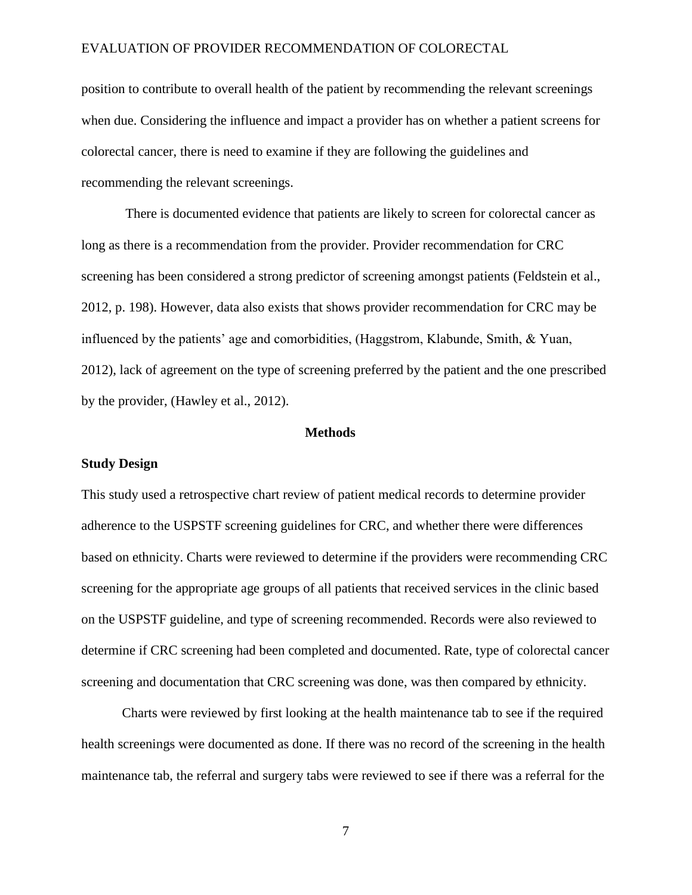position to contribute to overall health of the patient by recommending the relevant screenings when due. Considering the influence and impact a provider has on whether a patient screens for colorectal cancer, there is need to examine if they are following the guidelines and recommending the relevant screenings.

There is documented evidence that patients are likely to screen for colorectal cancer as long as there is a recommendation from the provider. Provider recommendation for CRC screening has been considered a strong predictor of screening amongst patients (Feldstein et al., 2012, p. 198). However, data also exists that shows provider recommendation for CRC may be influenced by the patients' age and comorbidities, (Haggstrom, Klabunde, Smith, & Yuan, 2012), lack of agreement on the type of screening preferred by the patient and the one prescribed by the provider, (Hawley et al., 2012).

## Methods

### Study Design

This study used a retrospective chart review of patient medical records to determine provider adherence to the USPSTF screening guidelines for CRC, and whether there were differences based on ethnicity. Charts were reviewed to determine if the providers were recommending CRC screening for the appropriate age groups of all patients that received services in the clinic based on the USPSTF guideline, and type of screening recommended. Records were also reviewed to determine if CRC screening had been completed and documented. Rate, type of colorectal cancer screening and documentation that CRC screening was done, was then compared by ethnicity.

Charts were reviewed by first looking at the health maintenance tab to see if the required health screenings were documented as done. If there was no record of the screening in the health maintenance tab, the referral and surgery tabs were reviewed to see if there was a referral for the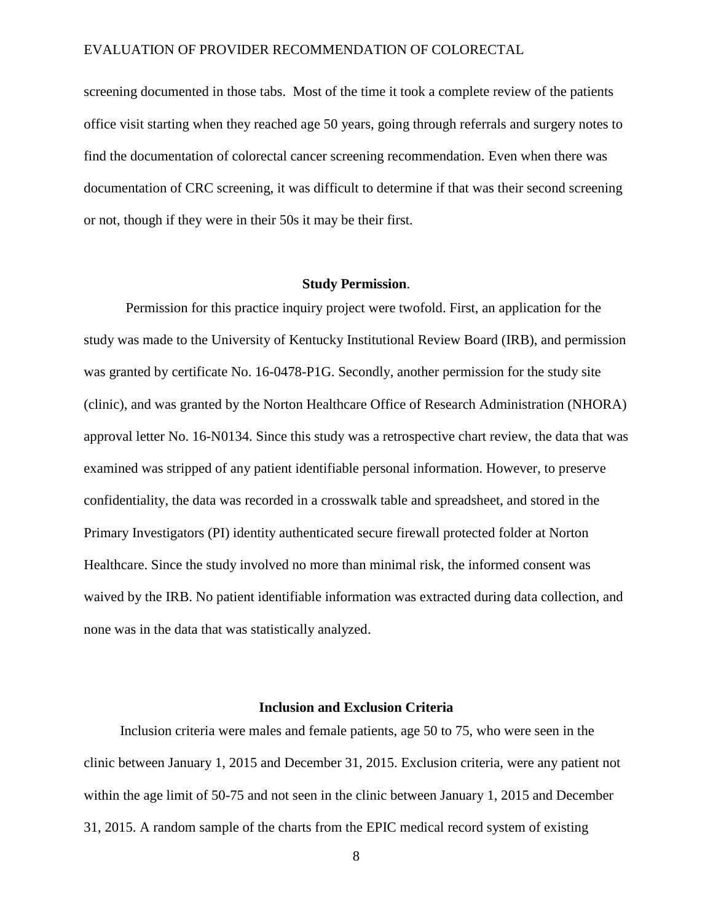screening documented in those tabs. Most of the time it took a complete review of the patients office visit starting when they reached age 50 years, going through referrals and surgery notes to find the documentation of colorectal cancer screening recommendation. Even when there was documentation of CRC screening, it was difficult to determine if that was their second screening or not, though if they were in their 50s it may be their first.

### **Study Permission**.

Permission for this practice inquiry project were twofold. First, an application for the study was made to the University of Kentucky Institutional Review Board (IRB), and permission was granted by certificate No. 16-0478-P1G. Secondly, another permission for the study site (clinic), and was granted by the Norton Healthcare Office of Research Administration (NHORA) approval letter No. 16-N0134. Since this study was a retrospective chart review, the data that was examined was stripped of any patient identifiable personal information. However, to preserve confidentiality, the data was recorded in a crosswalk table and spreadsheet, and stored in the Primary Investigators (PI) identity authenticated secure firewall protected folder at Norton Healthcare. Since the study involved no more than minimal risk, the informed consent was waived by the IRB. No patient identifiable information was extracted during data collection, and none was in the data that was statistically analyzed.

### **Inclusion and Exclusion Criteria**

Inclusion criteria were males and female patients, age 50 to 75, who were seen in the clinic between January 1, 2015 and December 31, 2015. Exclusion criteria, were any patient not within the age limit of 50-75 and not seen in the clinic between January 1, 2015 and December 31, 2015. A random sample of the charts from the EPIC medical record system of existing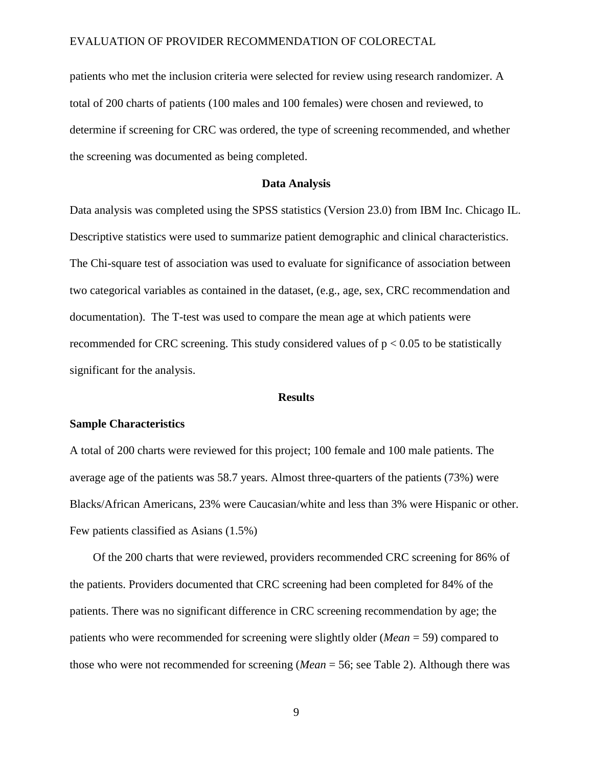patients who met the inclusion criteria were selected for review using research randomizer. A total of 200 charts of patients (100 males and 100 females) were chosen and reviewed, to determine if screening for CRC was ordered, the type of screening recommended, and whether the screening was documented as being completed.

## Data Analysis

Data analysis was completed using the SPSS statistics (Version 23.0) from IBM Inc. Chicago IL. Descriptive statistics were used to summarize patient demographic and clinical characteristics. The Chi-square test of association was used to evaluate for significance of association between two categorical variables as contained in the dataset, (e.g., age, sex, CRC recommendation and documentation). The T-test was used to compare the mean age at which patients were recommended for CRC screening. This study considered values of $p < 0.05$ to be statistically significant for the analysis.

## Results

### Sample Characteristics

A total of 200 charts were reviewed for this project; 100 female and 100 male patients. The average age of the patients was 58.7 years. Almost three-quarters of the patients (73%) were Blacks/African Americans, 23% were Caucasian/white and less than 3% were Hispanic or other. Few patients classified as Asians (1.5%)

Of the 200 charts that were reviewed, providers recommended CRC screening for 86% of the patients. Providers documented that CRC screening had been completed for 84% of the patients. There was no significant difference in CRC screening recommendation by age; the patients who were recommended for screening were slightly older (*Mean* = 59) compared to those who were not recommended for screening (*Mean* = 56; see Table 2). Although there was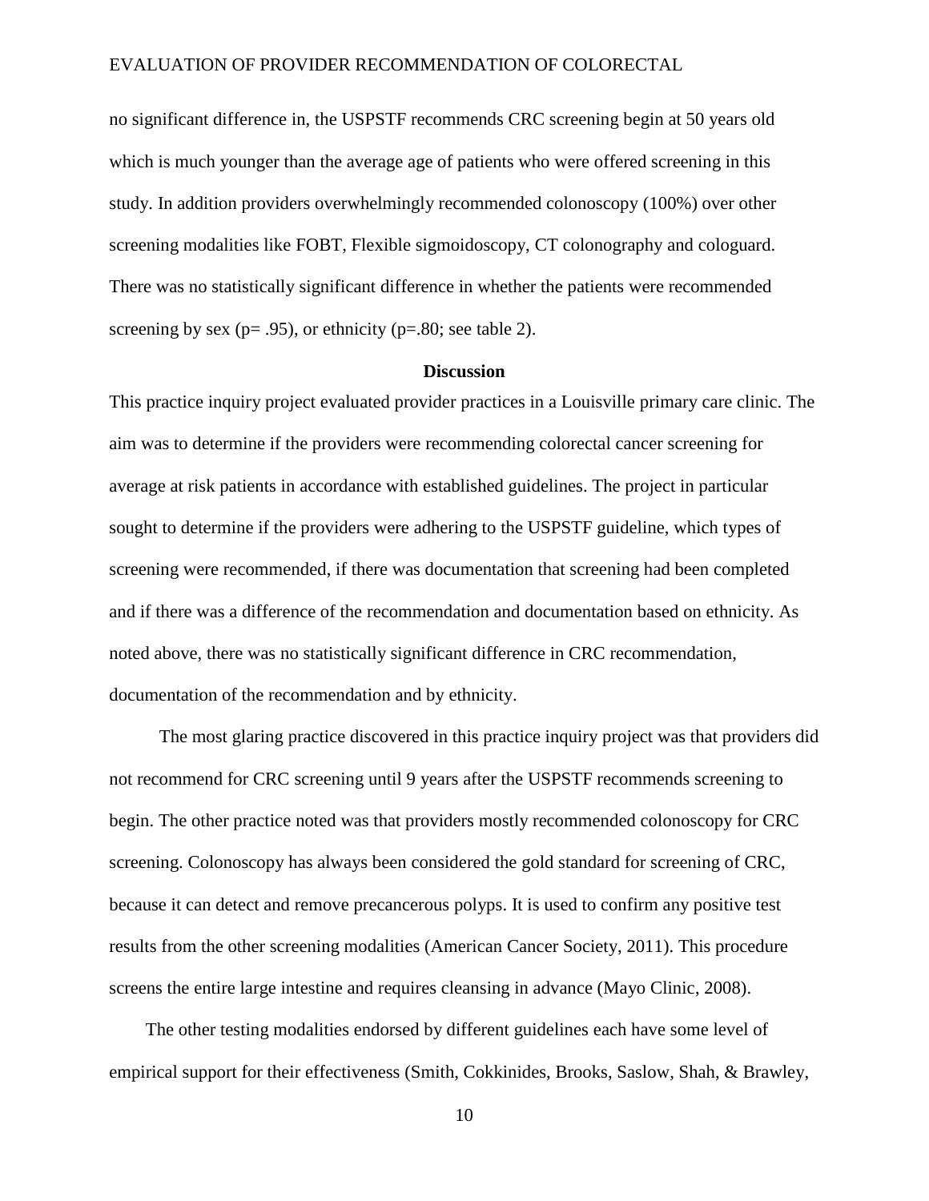no significant difference in, the USPSTF recommends CRC screening begin at 50 years old which is much younger than the average age of patients who were offered screening in this study. In addition providers overwhelmingly recommended colonoscopy (100%) over other screening modalities like FOBT, Flexible sigmoidoscopy, CT colonography and cologuard. There was no statistically significant difference in whether the patients were recommended screening by sex (p= .95), or ethnicity (p=.80; see table 2).

## Discussion

This practice inquiry project evaluated provider practices in a Louisville primary care clinic. The aim was to determine if the providers were recommending colorectal cancer screening for average at risk patients in accordance with established guidelines. The project in particular sought to determine if the providers were adhering to the USPSTF guideline, which types of screening were recommended, if there was documentation that screening had been completed and if there was a difference of the recommendation and documentation based on ethnicity. As noted above, there was no statistically significant difference in CRC recommendation, documentation of the recommendation and by ethnicity.

The most glaring practice discovered in this practice inquiry project was that providers did not recommend for CRC screening until 9 years after the USPSTF recommends screening to begin. The other practice noted was that providers mostly recommended colonoscopy for CRC screening. Colonoscopy has always been considered the gold standard for screening of CRC, because it can detect and remove precancerous polyps. It is used to confirm any positive test results from the other screening modalities (American Cancer Society, 2011). This procedure screens the entire large intestine and requires cleansing in advance (Mayo Clinic, 2008).

The other testing modalities endorsed by different guidelines each have some level of empirical support for their effectiveness (Smith, Cokkinides, Brooks, Saslow, Shah, & Brawley,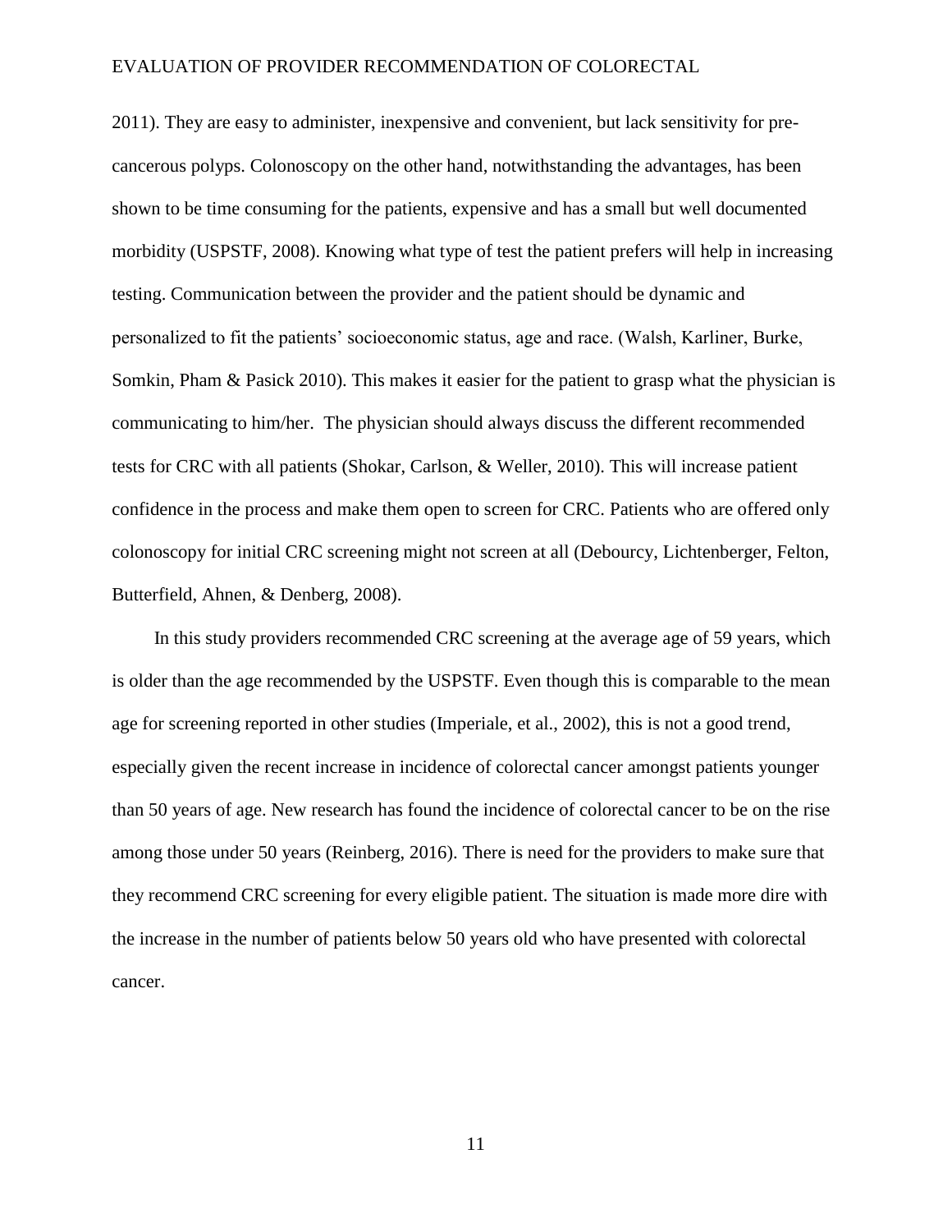2011). They are easy to administer, inexpensive and convenient, but lack sensitivity for pre-cancerous polyps. Colonoscopy on the other hand, notwithstanding the advantages, has been shown to be time consuming for the patients, expensive and has a small but well documented morbidity (USPSTF, 2008). Knowing what type of test the patient prefers will help in increasing testing. Communication between the provider and the patient should be dynamic and personalized to fit the patients' socioeconomic status, age and race. (Walsh, Karliner, Burke, Somkin, Pham & Pasick 2010). This makes it easier for the patient to grasp what the physician is communicating to him/her. The physician should always discuss the different recommended tests for CRC with all patients (Shokar, Carlson, & Weller, 2010). This will increase patient confidence in the process and make them open to screen for CRC. Patients who are offered only colonoscopy for initial CRC screening might not screen at all (Debourcy, Lichtenberger, Felton, Butterfield, Ahnen, & Denberg, 2008).

In this study providers recommended CRC screening at the average age of 59 years, which is older than the age recommended by the USPSTF. Even though this is comparable to the mean age for screening reported in other studies (Imperiale, et al., 2002), this is not a good trend, especially given the recent increase in incidence of colorectal cancer amongst patients younger than 50 years of age. New research has found the incidence of colorectal cancer to be on the rise among those under 50 years (Reinberg, 2016). There is need for the providers to make sure that they recommend CRC screening for every eligible patient. The situation is made more dire with the increase in the number of patients below 50 years old who have presented with colorectal cancer.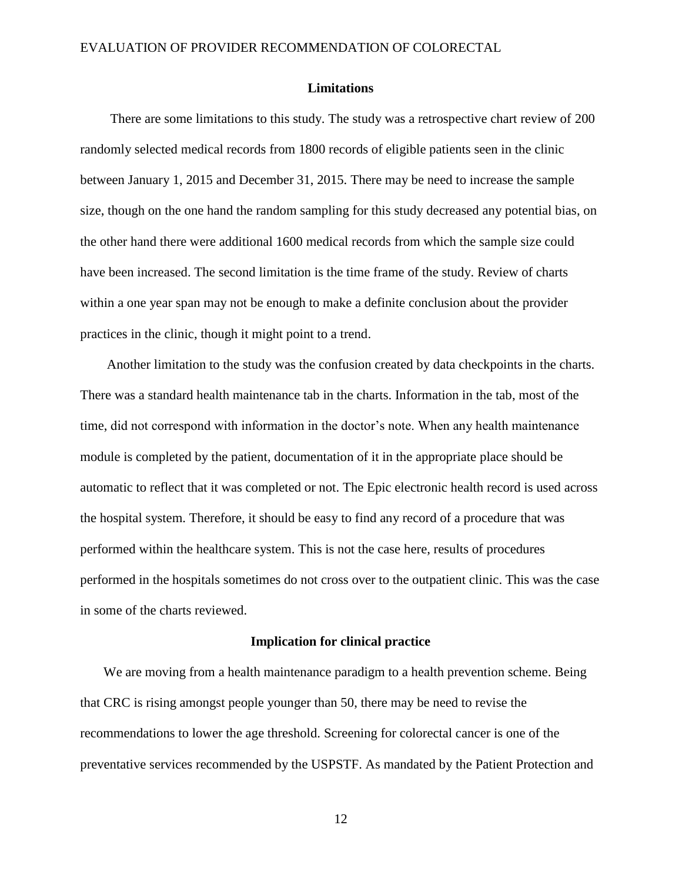## Limitations

There are some limitations to this study. The study was a retrospective chart review of 200 randomly selected medical records from 1800 records of eligible patients seen in the clinic between January 1, 2015 and December 31, 2015. There may be need to increase the sample size, though on the one hand the random sampling for this study decreased any potential bias, on the other hand there were additional 1600 medical records from which the sample size could have been increased. The second limitation is the time frame of the study. Review of charts within a one year span may not be enough to make a definite conclusion about the provider practices in the clinic, though it might point to a trend.

Another limitation to the study was the confusion created by data checkpoints in the charts. There was a standard health maintenance tab in the charts. Information in the tab, most of the time, did not correspond with information in the doctor's note. When any health maintenance module is completed by the patient, documentation of it in the appropriate place should be automatic to reflect that it was completed or not. The Epic electronic health record is used across the hospital system. Therefore, it should be easy to find any record of a procedure that was performed within the healthcare system. This is not the case here, results of procedures performed in the hospitals sometimes do not cross over to the outpatient clinic. This was the case in some of the charts reviewed.

## Implication for clinical practice

We are moving from a health maintenance paradigm to a health prevention scheme. Being that CRC is rising amongst people younger than 50, there may be need to revise the recommendations to lower the age threshold. Screening for colorectal cancer is one of the preventative services recommended by the USPSTF. As mandated by the Patient Protection and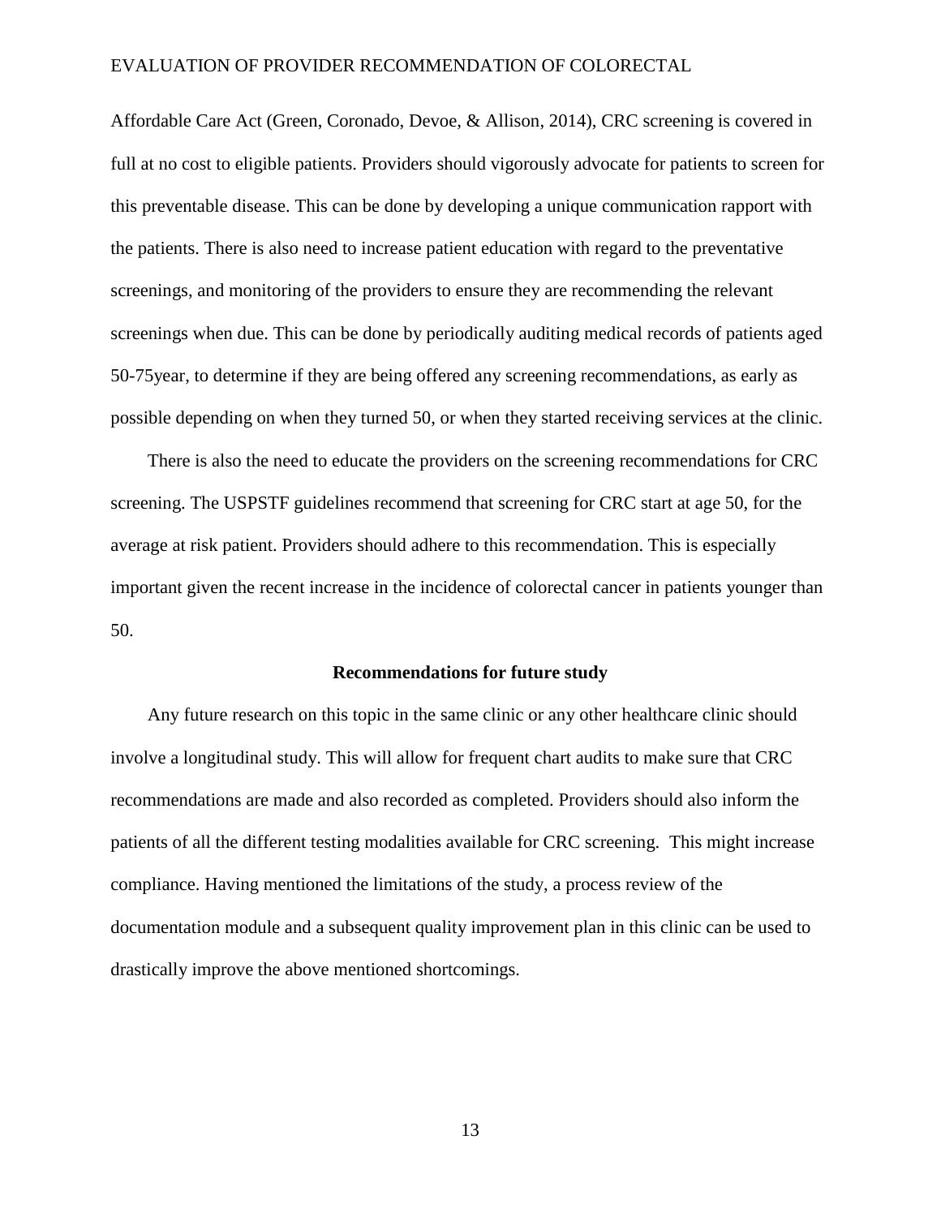Affordable Care Act (Green, Coronado, Devoe, & Allison, 2014), CRC screening is covered in full at no cost to eligible patients. Providers should vigorously advocate for patients to screen for this preventable disease. This can be done by developing a unique communication rapport with the patients. There is also need to increase patient education with regard to the preventative screenings, and monitoring of the providers to ensure they are recommending the relevant screenings when due. This can be done by periodically auditing medical records of patients aged 50-75year, to determine if they are being offered any screening recommendations, as early as possible depending on when they turned 50, or when they started receiving services at the clinic.

There is also the need to educate the providers on the screening recommendations for CRC screening. The USPSTF guidelines recommend that screening for CRC start at age 50, for the average at risk patient. Providers should adhere to this recommendation. This is especially important given the recent increase in the incidence of colorectal cancer in patients younger than 50.

**Recommendations for future study**

Any future research on this topic in the same clinic or any other healthcare clinic should involve a longitudinal study. This will allow for frequent chart audits to make sure that CRC recommendations are made and also recorded as completed. Providers should also inform the patients of all the different testing modalities available for CRC screening. This might increase compliance. Having mentioned the limitations of the study, a process review of the documentation module and a subsequent quality improvement plan in this clinic can be used to drastically improve the above mentioned shortcomings.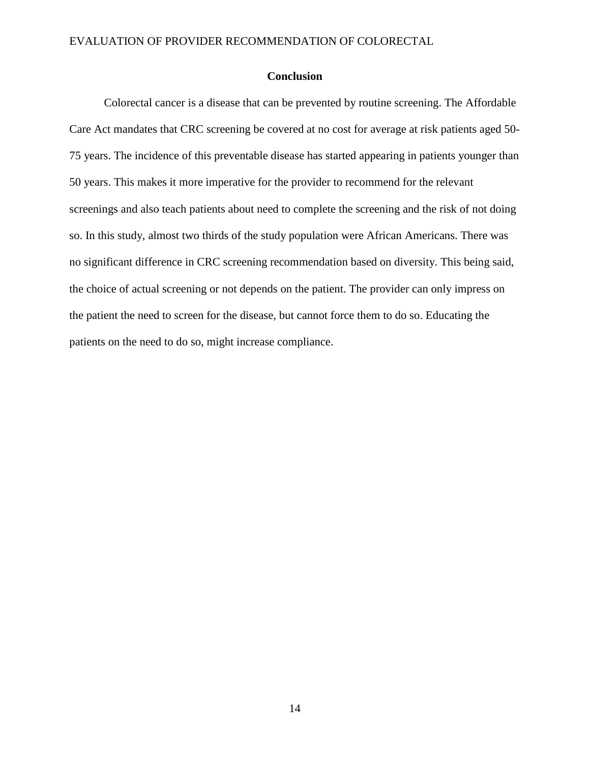## Conclusion

Colorectal cancer is a disease that can be prevented by routine screening. The Affordable Care Act mandates that CRC screening be covered at no cost for average at risk patients aged 50-75 years. The incidence of this preventable disease has started appearing in patients younger than 50 years. This makes it more imperative for the provider to recommend for the relevant screenings and also teach patients about need to complete the screening and the risk of not doing so. In this study, almost two thirds of the study population were African Americans. There was no significant difference in CRC screening recommendation based on diversity. This being said, the choice of actual screening or not depends on the patient. The provider can only impress on the patient the need to screen for the disease, but cannot force them to do so. Educating the patients on the need to do so, might increase compliance.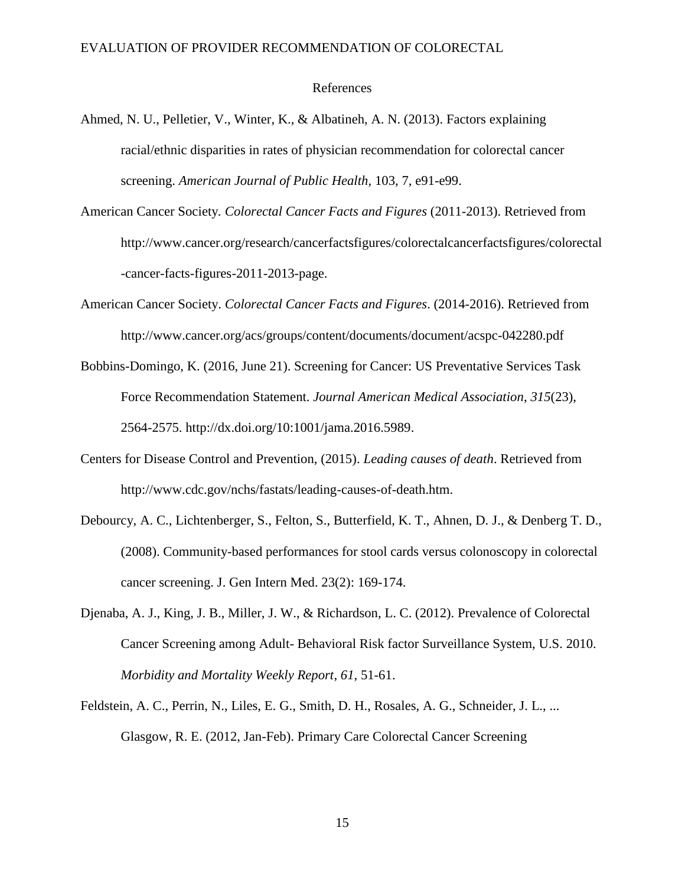References

Ahmed, N. U., Pelletier, V., Winter, K., & Albatineh, A. N. (2013). Factors explaining racial/ethnic disparities in rates of physician recommendation for colorectal cancer screening. *American Journal of Public Health*, 103, 7, e91-e99.

American Cancer Society. *Colorectal Cancer Facts and Figures* (2011-2013). Retrieved from http://www.cancer.org/research/cancerfactsfigures/colorectalcancerfactsfigures/colorectal-cancer-facts-figures-2011-2013-page.

American Cancer Society. *Colorectal Cancer Facts and Figures*. (2014-2016). Retrieved from http://www.cancer.org/acs/groups/content/documents/document/acspc-042280.pdf

Bobbins-Domingo, K. (2016, June 21). Screening for Cancer: US Preventative Services Task Force Recommendation Statement. *Journal American Medical Association*, *315*(23), 2564-2575. http://dx.doi.org/10:1001/jama.2016.5989.

Centers for Disease Control and Prevention, (2015). *Leading causes of death*. Retrieved from http://www.cdc.gov/nchs/fastats/leading-causes-of-death.htm.

Debourcy, A. C., Lichtenberger, S., Felton, S., Butterfield, K. T., Ahnen, D. J., & Denberg T. D., (2008). Community-based performances for stool cards versus colonoscopy in colorectal cancer screening. J. Gen Intern Med. 23(2): 169-174.

Djenaba, A. J., King, J. B., Miller, J. W., & Richardson, L. C. (2012). Prevalence of Colorectal Cancer Screening among Adult- Behavioral Risk factor Surveillance System, U.S. 2010. *Morbidity and Mortality Weekly Report*, *61*, 51-61.

Feldstein, A. C., Perrin, N., Liles, E. G., Smith, D. H., Rosales, A. G., Schneider, J. L., ... Glasgow, R. E. (2012, Jan-Feb). Primary Care Colorectal Cancer Screening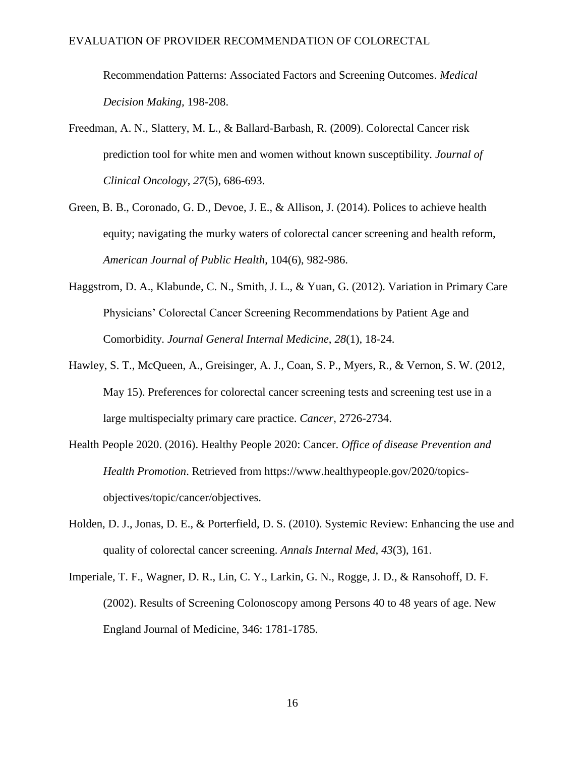Recommendation Patterns: Associated Factors and Screening Outcomes. *Medical Decision Making*, 198-208.

Freedman, A. N., Slattery, M. L., & Ballard-Barbash, R. (2009). Colorectal Cancer risk prediction tool for white men and women without known susceptibility. *Journal of Clinical Oncology*, *27*(5), 686-693.

Green, B. B., Coronado, G. D., Devoe, J. E., & Allison, J. (2014). Polices to achieve health equity; navigating the murky waters of colorectal cancer screening and health reform, *American Journal of Public Health*, 104(6), 982-986.

Haggstrom, D. A., Klabunde, C. N., Smith, J. L., & Yuan, G. (2012). Variation in Primary Care Physicians' Colorectal Cancer Screening Recommendations by Patient Age and Comorbidity. *Journal General Internal Medicine*, *28*(1), 18-24.

Hawley, S. T., McQueen, A., Greisinger, A. J., Coan, S. P., Myers, R., & Vernon, S. W. (2012, May 15). Preferences for colorectal cancer screening tests and screening test use in a large multispecialty primary care practice. *Cancer*, 2726-2734.

Health People 2020. (2016). Healthy People 2020: Cancer. *Office of disease Prevention and Health Promotion*. Retrieved from https://www.healthypeople.gov/2020/topics-objectives/topic/cancer/objectives.

Holden, D. J., Jonas, D. E., & Porterfield, D. S. (2010). Systemic Review: Enhancing the use and quality of colorectal cancer screening. *Annals Internal Med*, *43*(3), 161.

Imperiale, T. F., Wagner, D. R., Lin, C. Y., Larkin, G. N., Rogge, J. D., & Ransohoff, D. F. (2002). Results of Screening Colonoscopy among Persons 40 to 48 years of age. New England Journal of Medicine, 346: 1781-1785.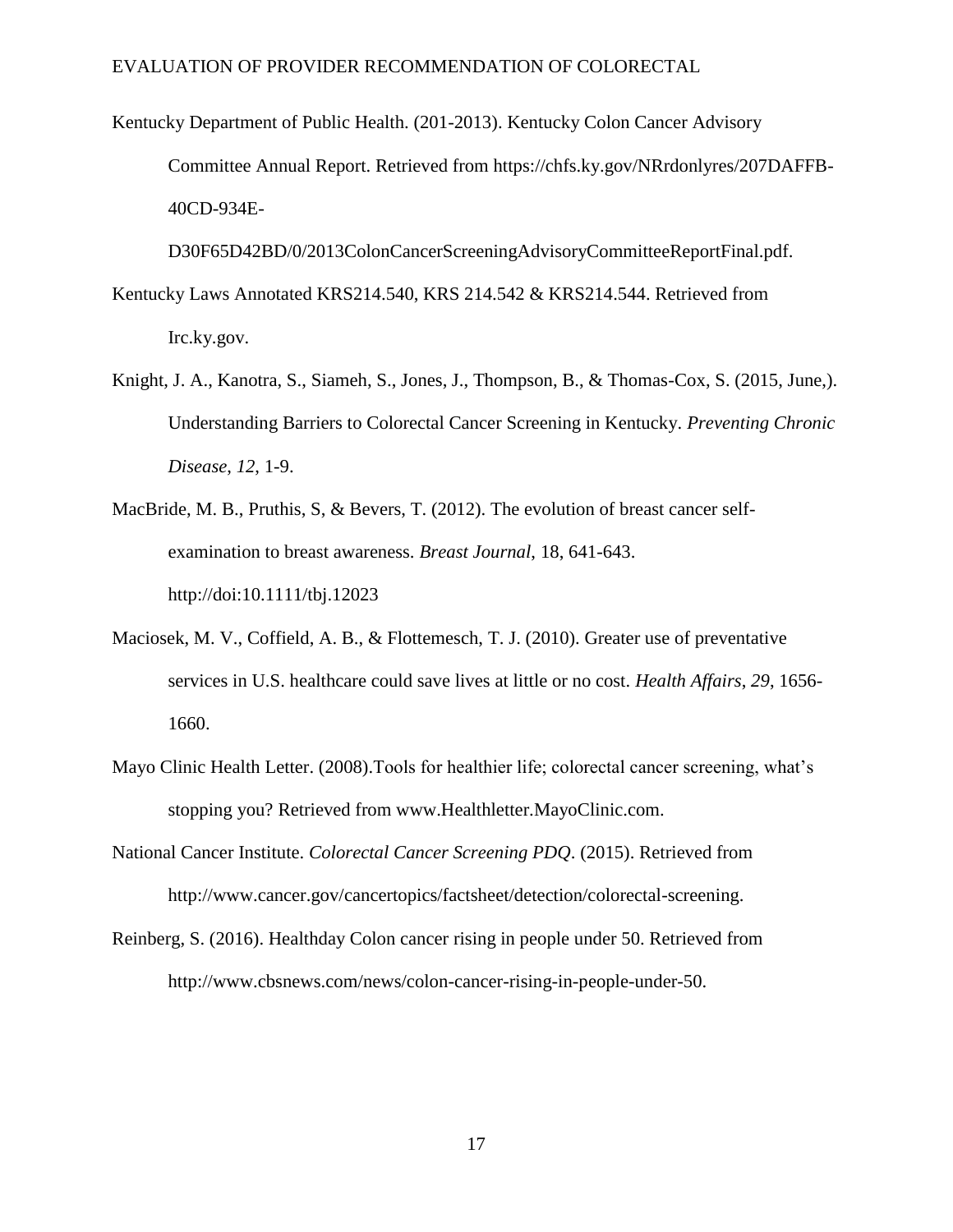Kentucky Department of Public Health. (201-2013). Kentucky Colon Cancer Advisory Committee Annual Report. Retrieved from https://chfs.ky.gov/NRrdonlyres/207DAFFB-40CD-934E-D30F65D42BD/0/2013ColonCancerScreeningAdvisoryCommitteeReportFinal.pdf.

Kentucky Laws Annotated KRS214.540, KRS 214.542 & KRS214.544. Retrieved from Irc.ky.gov.

Knight, J. A., Kanotra, S., Siameh, S., Jones, J., Thompson, B., & Thomas-Cox, S. (2015, June,). Understanding Barriers to Colorectal Cancer Screening in Kentucky. *Preventing Chronic Disease*, *12*, 1-9.

MacBride, M. B., Pruthis, S, & Bevers, T. (2012). The evolution of breast cancer self-examination to breast awareness. *Breast Journal*, 18, 641-643. http://doi:10.1111/tbj.12023

Maciosek, M. V., Coffield, A. B., & Flottemesch, T. J. (2010). Greater use of preventative services in U.S. healthcare could save lives at little or no cost. *Health Affairs*, *29*, 1656-1660.

Mayo Clinic Health Letter. (2008).Tools for healthier life; colorectal cancer screening, what's stopping you? Retrieved from www.Healthletter.MayoClinic.com.

National Cancer Institute. *Colorectal Cancer Screening PDQ*. (2015). Retrieved from http://www.cancer.gov/cancertopics/factsheet/detection/colorectal-screening.

Reinberg, S. (2016). Healthday Colon cancer rising in people under 50. Retrieved from http://www.cbsnews.com/news/colon-cancer-rising-in-people-under-50.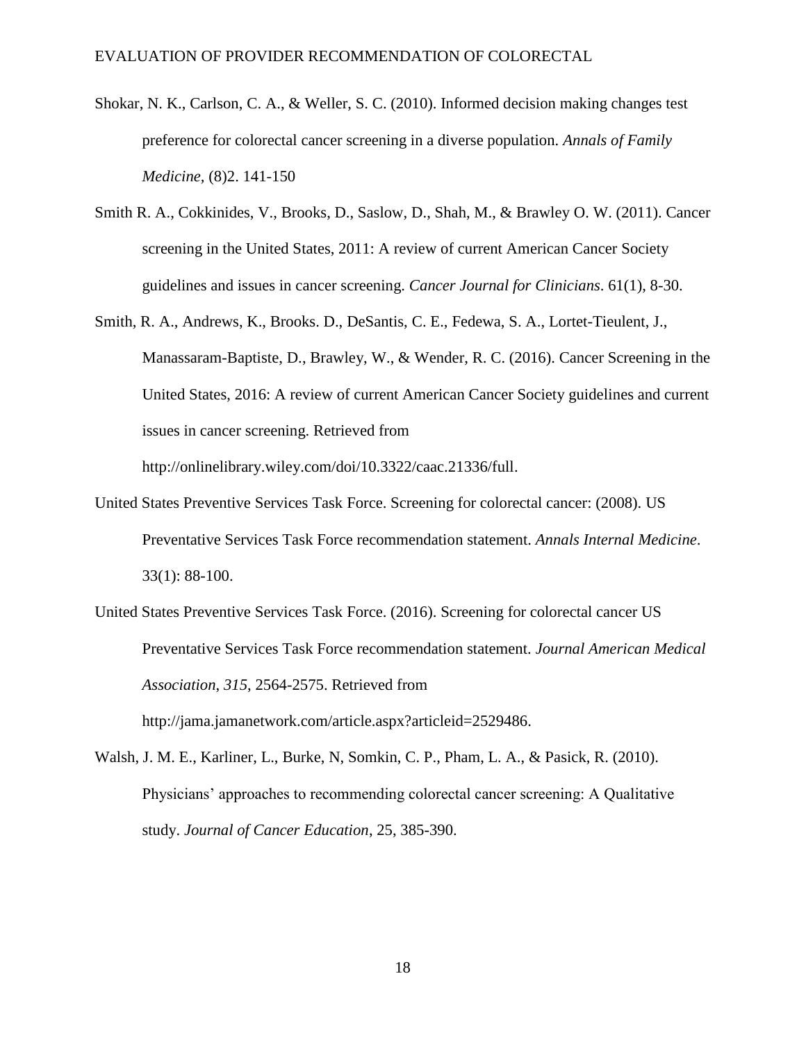Shokar, N. K., Carlson, C. A., & Weller, S. C. (2010). Informed decision making changes test preference for colorectal cancer screening in a diverse population. *Annals of Family Medicine,* (8)2. 141-150

Smith R. A., Cokkinides, V., Brooks, D., Saslow, D., Shah, M., & Brawley O. W. (2011). Cancer screening in the United States, 2011: A review of current American Cancer Society guidelines and issues in cancer screening. *Cancer Journal for Clinicians*. 61(1), 8-30.

Smith, R. A., Andrews, K., Brooks. D., DeSantis, C. E., Fedewa, S. A., Lortet-Tieulent, J., Manassaram-Baptiste, D., Brawley, W., & Wender, R. C. (2016). Cancer Screening in the United States, 2016: A review of current American Cancer Society guidelines and current issues in cancer screening. Retrieved from http://onlinelibrary.wiley.com/doi/10.3322/caac.21336/full.

United States Preventive Services Task Force. Screening for colorectal cancer: (2008). US Preventative Services Task Force recommendation statement. *Annals Internal Medicine*. 33(1): 88-100.

United States Preventive Services Task Force. (2016). Screening for colorectal cancer US Preventative Services Task Force recommendation statement. *Journal American Medical Association*, *315*, 2564-2575. Retrieved from http://jama.jamanetwork.com/article.aspx?articleid=2529486.

Walsh, J. M. E., Karliner, L., Burke, N, Somkin, C. P., Pham, L. A., & Pasick, R. (2010). Physicians' approaches to recommending colorectal cancer screening: A Qualitative study. *Journal of Cancer Education*, 25, 385-390.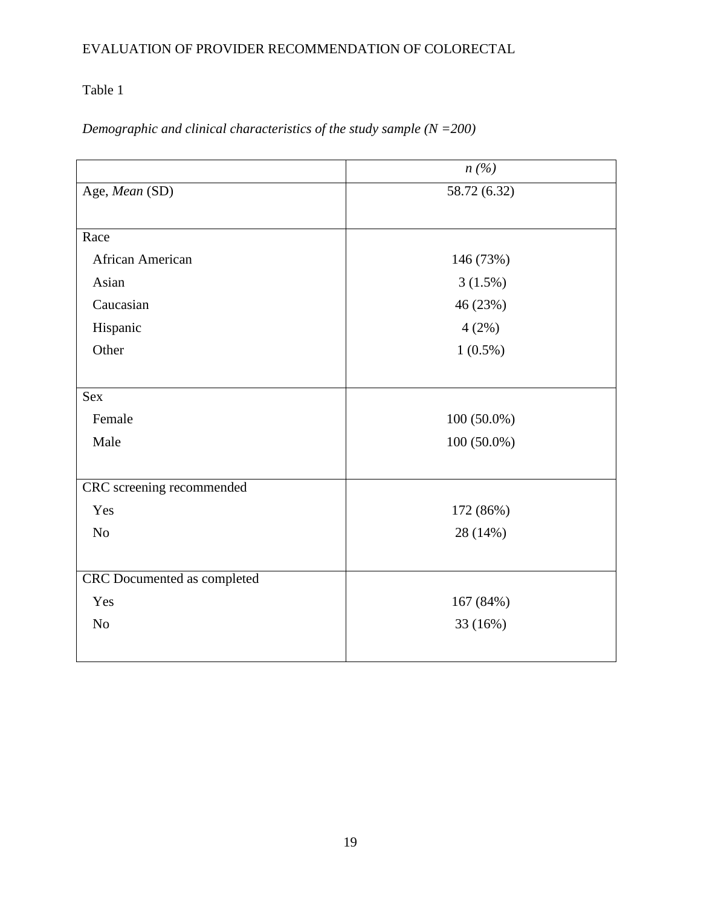Table 1

*Demographic and clinical characteristics of the study sample (N =200)*

| | *n (%)* |
|---|---|
| Age, *Mean* (SD) | 58.72 (6.32) |
| Race | |
| African American | 146 (73%) |
| Asian | 3 (1.5%) |
| Caucasian | 46 (23%) |
| Hispanic | 4 (2%) |
| Other | 1 (0.5%) |
| Sex | |
| Female | 100 (50.0%) |
| Male | 100 (50.0%) |
| CRC screening recommended | |
| Yes | 172 (86%) |
| No | 28 (14%) |
| CRC Documented as completed | |
| Yes | 167 (84%) |
| No | 33 (16%) |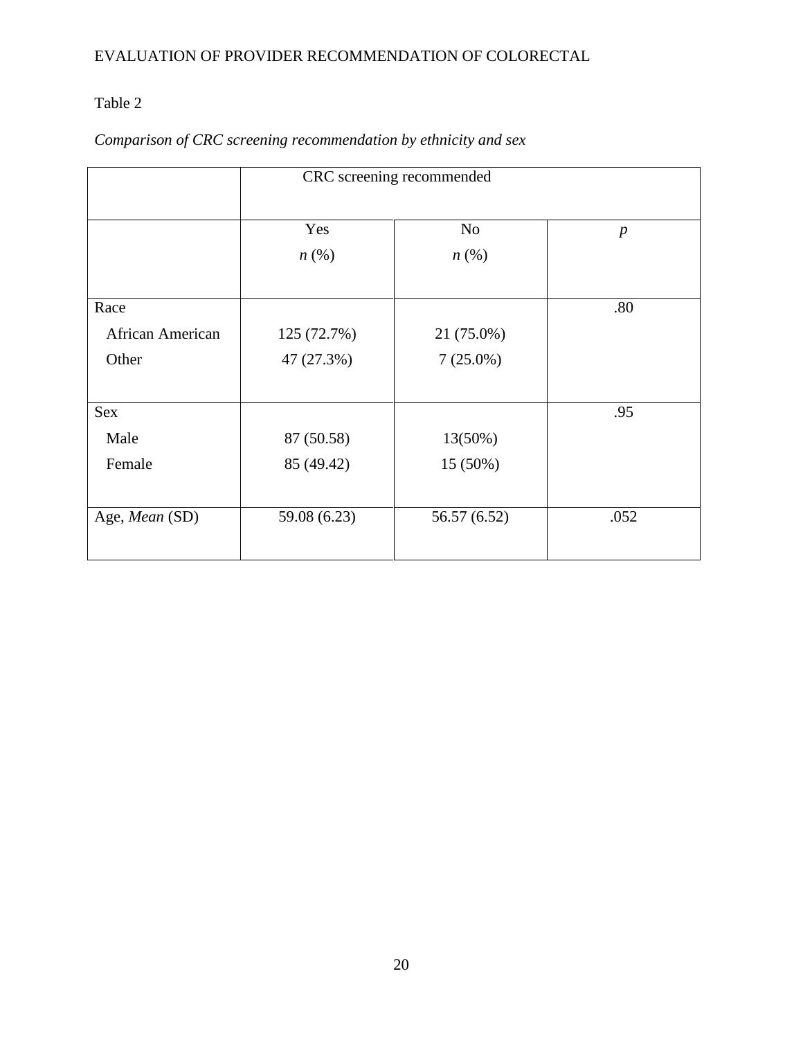Table 2

*Comparison of CRC screening recommendation by ethnicity and sex*

| | CRC screening recommended | | |
|---|---|---|---|
| | Yes<br>*n* (%) | No<br>*n* (%) | *p* |
| Race | | | .80 |
| African American | 125 (72.7%) | 21 (75.0%) | |
| Other | 47 (27.3%) | 7 (25.0%) | |
| Sex | | | .95 |
| Male | 87 (50.58) | 13(50%) | |
| Female | 85 (49.42) | 15 (50%) | |
| Age, *Mean* (SD) | 59.08 (6.23) | 56.57 (6.52) | .052 |